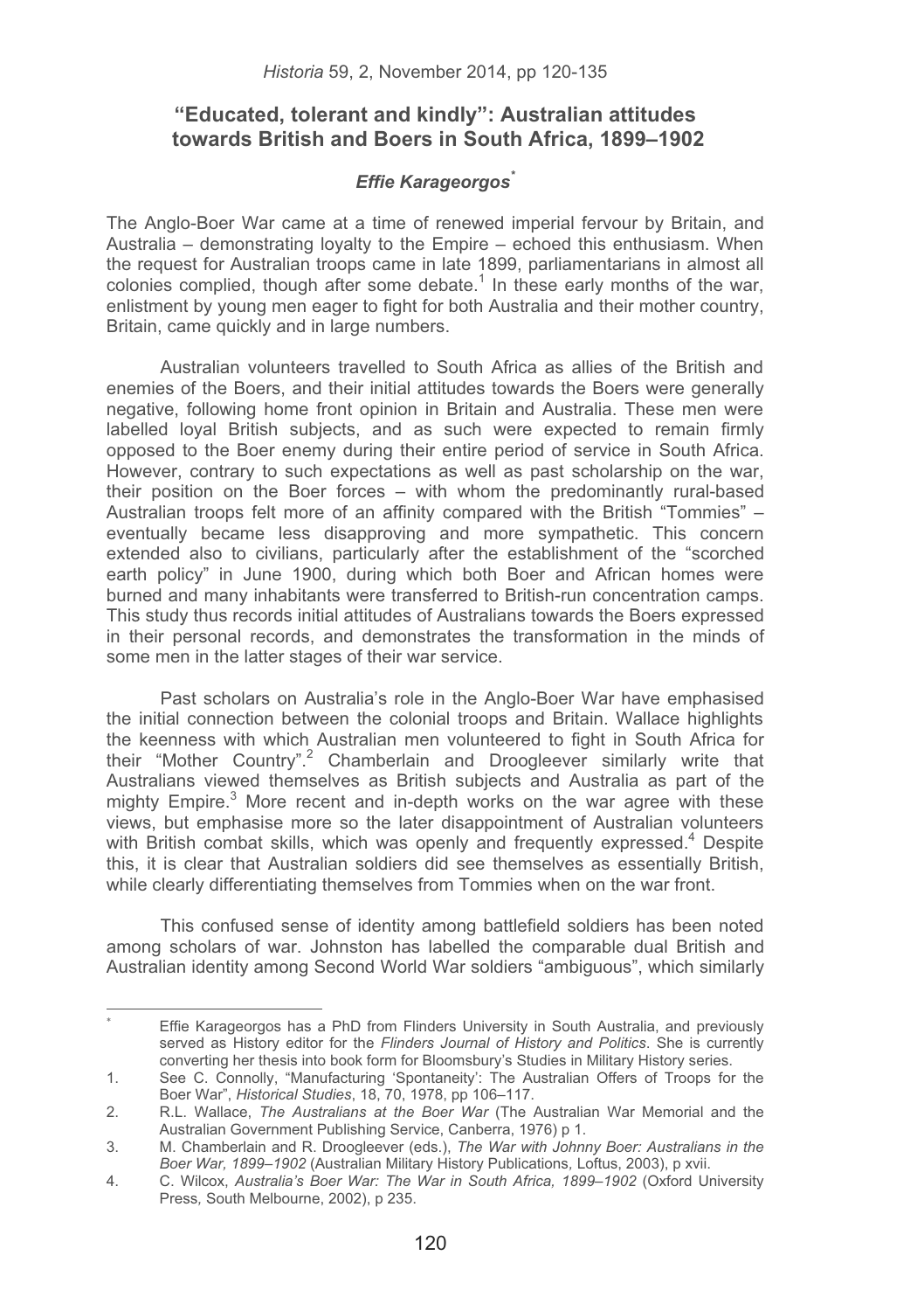# "Educated, tolerant and kindly": Australian attitudes towards British and Boers in South Africa, 1899–1902

***Effie Karageorgos****

The Anglo-Boer War came at a time of renewed imperial fervour by Britain, and Australia – demonstrating loyalty to the Empire – echoed this enthusiasm. When the request for Australian troops came in late 1899, parliamentarians in almost all colonies complied, though after some debate.[1] In these early months of the war, enlistment by young men eager to fight for both Australia and their mother country, Britain, came quickly and in large numbers.

Australian volunteers travelled to South Africa as allies of the British and enemies of the Boers, and their initial attitudes towards the Boers were generally negative, following home front opinion in Britain and Australia. These men were labelled loyal British subjects, and as such were expected to remain firmly opposed to the Boer enemy during their entire period of service in South Africa. However, contrary to such expectations as well as past scholarship on the war, their position on the Boer forces – with whom the predominantly rural-based Australian troops felt more of an affinity compared with the British "Tommies" – eventually became less disapproving and more sympathetic. This concern extended also to civilians, particularly after the establishment of the "scorched earth policy" in June 1900, during which both Boer and African homes were burned and many inhabitants were transferred to British-run concentration camps. This study thus records initial attitudes of Australians towards the Boers expressed in their personal records, and demonstrates the transformation in the minds of some men in the latter stages of their war service.

Past scholars on Australia's role in the Anglo-Boer War have emphasised the initial connection between the colonial troops and Britain. Wallace highlights the keenness with which Australian men volunteered to fight in South Africa for their "Mother Country".[2] Chamberlain and Droogleever similarly write that Australians viewed themselves as British subjects and Australia as part of the mighty Empire.[3] More recent and in-depth works on the war agree with these views, but emphasise more so the later disappointment of Australian volunteers with British combat skills, which was openly and frequently expressed.[4] Despite this, it is clear that Australian soldiers did see themselves as essentially British, while clearly differentiating themselves from Tommies when on the war front.

This confused sense of identity among battlefield soldiers has been noted among scholars of war. Johnston has labelled the comparable dual British and Australian identity among Second World War soldiers "ambiguous", which similarly

---

\* Effie Karageorgos has a PhD from Flinders University in South Australia, and previously served as History editor for the *Flinders Journal of History and Politics*. She is currently converting her thesis into book form for Bloomsbury's Studies in Military History series.

1. See C. Connolly, "Manufacturing 'Spontaneity': The Australian Offers of Troops for the Boer War", *Historical Studies*, 18, 70, 1978, pp 106–117.
2. R.L. Wallace, *The Australians at the Boer War* (The Australian War Memorial and the Australian Government Publishing Service, Canberra, 1976) p 1.
3. M. Chamberlain and R. Droogleever (eds.), *The War with Johnny Boer: Australians in the Boer War, 1899–1902* (Australian Military History Publications, Loftus, 2003), p xvii.
4. C. Wilcox, *Australia's Boer War: The War in South Africa, 1899–1902* (Oxford University Press, South Melbourne, 2002), p 235.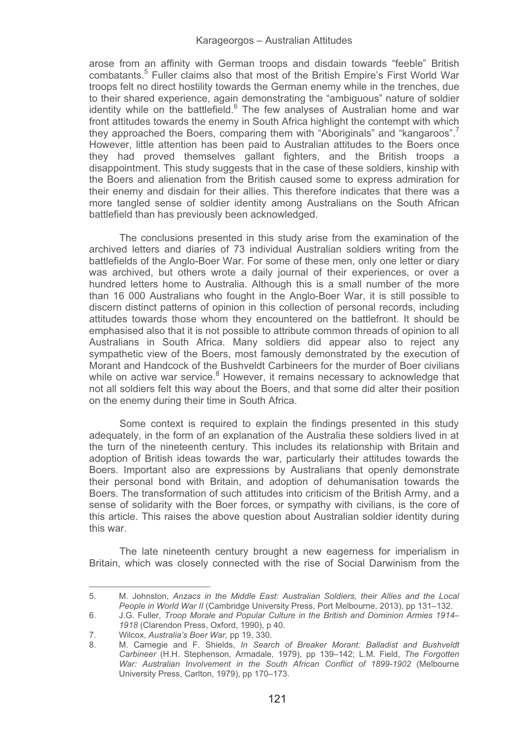arose from an affinity with German troops and disdain towards "feeble" British combatants.[5] Fuller claims also that most of the British Empire's First World War troops felt no direct hostility towards the German enemy while in the trenches, due to their shared experience, again demonstrating the "ambiguous" nature of soldier identity while on the battlefield.[6] The few analyses of Australian home and war front attitudes towards the enemy in South Africa highlight the contempt with which they approached the Boers, comparing them with "Aboriginals" and "kangaroos".[7] However, little attention has been paid to Australian attitudes to the Boers once they had proved themselves gallant fighters, and the British troops a disappointment. This study suggests that in the case of these soldiers, kinship with the Boers and alienation from the British caused some to express admiration for their enemy and disdain for their allies. This therefore indicates that there was a more tangled sense of soldier identity among Australians on the South African battlefield than has previously been acknowledged.

The conclusions presented in this study arise from the examination of the archived letters and diaries of 73 individual Australian soldiers writing from the battlefields of the Anglo-Boer War. For some of these men, only one letter or diary was archived, but others wrote a daily journal of their experiences, or over a hundred letters home to Australia. Although this is a small number of the more than 16 000 Australians who fought in the Anglo-Boer War, it is still possible to discern distinct patterns of opinion in this collection of personal records, including attitudes towards those whom they encountered on the battlefront. It should be emphasised also that it is not possible to attribute common threads of opinion to all Australians in South Africa. Many soldiers did appear also to reject any sympathetic view of the Boers, most famously demonstrated by the execution of Morant and Handcock of the Bushveldt Carbineers for the murder of Boer civilians while on active war service.[8] However, it remains necessary to acknowledge that not all soldiers felt this way about the Boers, and that some did alter their position on the enemy during their time in South Africa.

Some context is required to explain the findings presented in this study adequately, in the form of an explanation of the Australia these soldiers lived in at the turn of the nineteenth century. This includes its relationship with Britain and adoption of British ideas towards the war, particularly their attitudes towards the Boers. Important also are expressions by Australians that openly demonstrate their personal bond with Britain, and adoption of dehumanisation towards the Boers. The transformation of such attitudes into criticism of the British Army, and a sense of solidarity with the Boer forces, or sympathy with civilians, is the core of this article. This raises the above question about Australian soldier identity during this war.

The late nineteenth century brought a new eagerness for imperialism in Britain, which was closely connected with the rise of Social Darwinism from the

---

5. M. Johnston, *Anzacs in the Middle East: Australian Soldiers, their Allies and the Local People in World War II* (Cambridge University Press, Port Melbourne, 2013), pp 131–132.
6. J.G. Fuller, *Troop Morale and Popular Culture in the British and Dominion Armies 1914–1918* (Clarendon Press, Oxford, 1990), p 40.
7. Wilcox, *Australia's Boer War,* pp 19, 330.
8. M. Carnegie and F. Shields, *In Search of Breaker Morant: Balladist and Bushveldt Carbineer* (H.H. Stephenson, Armadale, 1979), pp 139–142; L.M. Field, *The Forgotten War: Australian Involvement in the South African Conflict of 1899-1902* (Melbourne University Press, Carlton, 1979), pp 170–173.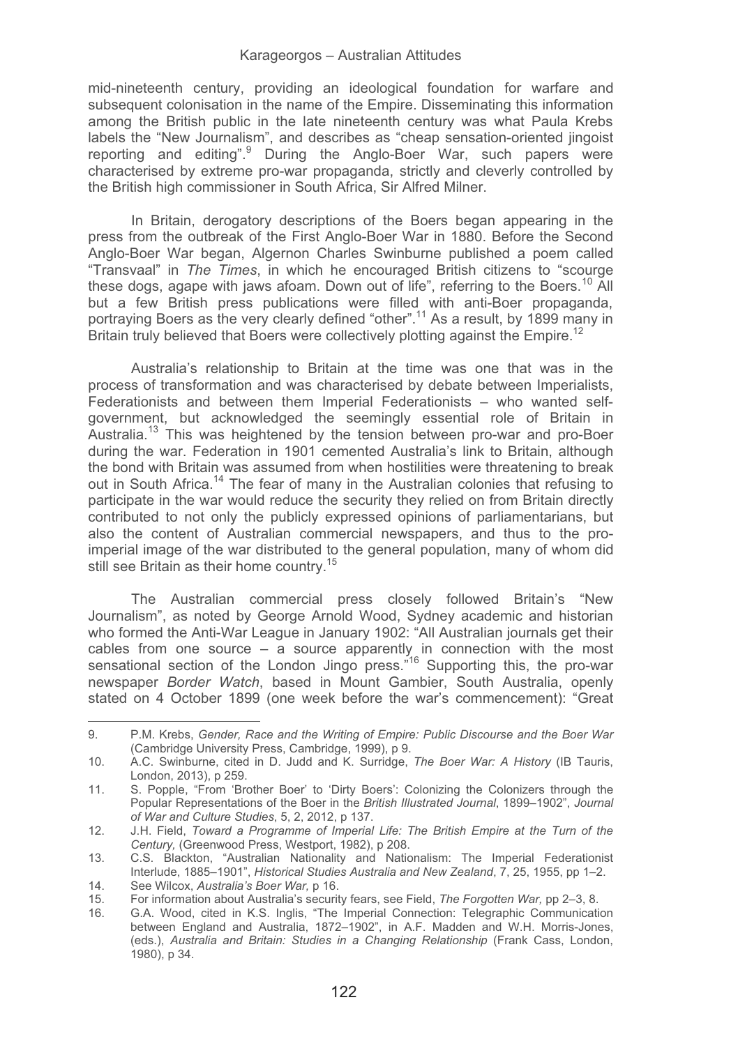mid-nineteenth century, providing an ideological foundation for warfare and subsequent colonisation in the name of the Empire. Disseminating this information among the British public in the late nineteenth century was what Paula Krebs labels the "New Journalism", and describes as "cheap sensation-oriented jingoist reporting and editing".[9] During the Anglo-Boer War, such papers were characterised by extreme pro-war propaganda, strictly and cleverly controlled by the British high commissioner in South Africa, Sir Alfred Milner.

In Britain, derogatory descriptions of the Boers began appearing in the press from the outbreak of the First Anglo-Boer War in 1880. Before the Second Anglo-Boer War began, Algernon Charles Swinburne published a poem called "Transvaal" in *The Times*, in which he encouraged British citizens to "scourge these dogs, agape with jaws afoam. Down out of life", referring to the Boers.[10] All but a few British press publications were filled with anti-Boer propaganda, portraying Boers as the very clearly defined "other".[11] As a result, by 1899 many in Britain truly believed that Boers were collectively plotting against the Empire.[12]

Australia's relationship to Britain at the time was one that was in the process of transformation and was characterised by debate between Imperialists, Federationists and between them Imperial Federationists – who wanted self-government, but acknowledged the seemingly essential role of Britain in Australia.[13] This was heightened by the tension between pro-war and pro-Boer during the war. Federation in 1901 cemented Australia's link to Britain, although the bond with Britain was assumed from when hostilities were threatening to break out in South Africa.[14] The fear of many in the Australian colonies that refusing to participate in the war would reduce the security they relied on from Britain directly contributed to not only the publicly expressed opinions of parliamentarians, but also the content of Australian commercial newspapers, and thus to the pro-imperial image of the war distributed to the general population, many of whom did still see Britain as their home country.[15]

The Australian commercial press closely followed Britain's "New Journalism", as noted by George Arnold Wood, Sydney academic and historian who formed the Anti-War League in January 1902: "All Australian journals get their cables from one source – a source apparently in connection with the most sensational section of the London Jingo press."[16] Supporting this, the pro-war newspaper *Border Watch*, based in Mount Gambier, South Australia, openly stated on 4 October 1899 (one week before the war's commencement): "Great

---

9. P.M. Krebs, *Gender, Race and the Writing of Empire: Public Discourse and the Boer War* (Cambridge University Press, Cambridge, 1999), p 9.
10. A.C. Swinburne, cited in D. Judd and K. Surridge, *The Boer War: A History* (IB Tauris, London, 2013), p 259.
11. S. Popple, "From 'Brother Boer' to 'Dirty Boers': Colonizing the Colonizers through the Popular Representations of the Boer in the *British Illustrated Journal*, 1899–1902", *Journal of War and Culture Studies*, 5, 2, 2012, p 137.
12. J.H. Field, *Toward a Programme of Imperial Life: The British Empire at the Turn of the Century,* (Greenwood Press, Westport, 1982), p 208.
13. C.S. Blackton, "Australian Nationality and Nationalism: The Imperial Federationist Interlude, 1885–1901", *Historical Studies Australia and New Zealand*, 7, 25, 1955, pp 1–2.
14. See Wilcox, *Australia's Boer War,* p 16.
15. For information about Australia's security fears, see Field, *The Forgotten War,* pp 2–3, 8.
16. G.A. Wood, cited in K.S. Inglis, "The Imperial Connection: Telegraphic Communication between England and Australia, 1872–1902", in A.F. Madden and W.H. Morris-Jones, (eds.), *Australia and Britain: Studies in a Changing Relationship* (Frank Cass, London, 1980), p 34.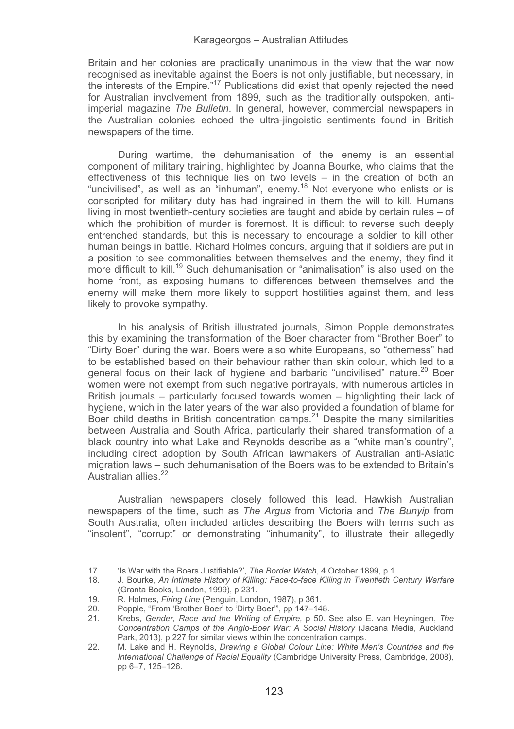Britain and her colonies are practically unanimous in the view that the war now recognised as inevitable against the Boers is not only justifiable, but necessary, in the interests of the Empire."[17] Publications did exist that openly rejected the need for Australian involvement from 1899, such as the traditionally outspoken, anti-imperial magazine *The Bulletin*. In general, however, commercial newspapers in the Australian colonies echoed the ultra-jingoistic sentiments found in British newspapers of the time.

During wartime, the dehumanisation of the enemy is an essential component of military training, highlighted by Joanna Bourke, who claims that the effectiveness of this technique lies on two levels – in the creation of both an "uncivilised", as well as an "inhuman", enemy.[18] Not everyone who enlists or is conscripted for military duty has had ingrained in them the will to kill. Humans living in most twentieth-century societies are taught and abide by certain rules – of which the prohibition of murder is foremost. It is difficult to reverse such deeply entrenched standards, but this is necessary to encourage a soldier to kill other human beings in battle. Richard Holmes concurs, arguing that if soldiers are put in a position to see commonalities between themselves and the enemy, they find it more difficult to kill.[19] Such dehumanisation or "animalisation" is also used on the home front, as exposing humans to differences between themselves and the enemy will make them more likely to support hostilities against them, and less likely to provoke sympathy.

In his analysis of British illustrated journals, Simon Popple demonstrates this by examining the transformation of the Boer character from "Brother Boer" to "Dirty Boer" during the war. Boers were also white Europeans, so "otherness" had to be established based on their behaviour rather than skin colour, which led to a general focus on their lack of hygiene and barbaric "uncivilised" nature.[20] Boer women were not exempt from such negative portrayals, with numerous articles in British journals – particularly focused towards women – highlighting their lack of hygiene, which in the later years of the war also provided a foundation of blame for Boer child deaths in British concentration camps.[21] Despite the many similarities between Australia and South Africa, particularly their shared transformation of a black country into what Lake and Reynolds describe as a "white man's country", including direct adoption by South African lawmakers of Australian anti-Asiatic migration laws – such dehumanisation of the Boers was to be extended to Britain's Australian allies.[22]

Australian newspapers closely followed this lead. Hawkish Australian newspapers of the time, such as *The Argus* from Victoria and *The Bunyip* from South Australia, often included articles describing the Boers with terms such as "insolent", "corrupt" or demonstrating "inhumanity", to illustrate their allegedly

---

17. 'Is War with the Boers Justifiable?', *The Border Watch*, 4 October 1899, p 1.
18. J. Bourke, *An Intimate History of Killing: Face-to-face Killing in Twentieth Century Warfare* (Granta Books, London, 1999), p 231.
19. R. Holmes, *Firing Line* (Penguin, London, 1987), p 361.
20. Popple, "From 'Brother Boer' to 'Dirty Boer'", pp 147–148.
21. Krebs, *Gender, Race and the Writing of Empire,* p 50. See also E. van Heyningen, *The Concentration Camps of the Anglo-Boer War: A Social History* (Jacana Media, Auckland Park, 2013), p 227 for similar views within the concentration camps.
22. M. Lake and H. Reynolds, *Drawing a Global Colour Line: White Men's Countries and the International Challenge of Racial Equality* (Cambridge University Press, Cambridge, 2008), pp 6–7, 125–126.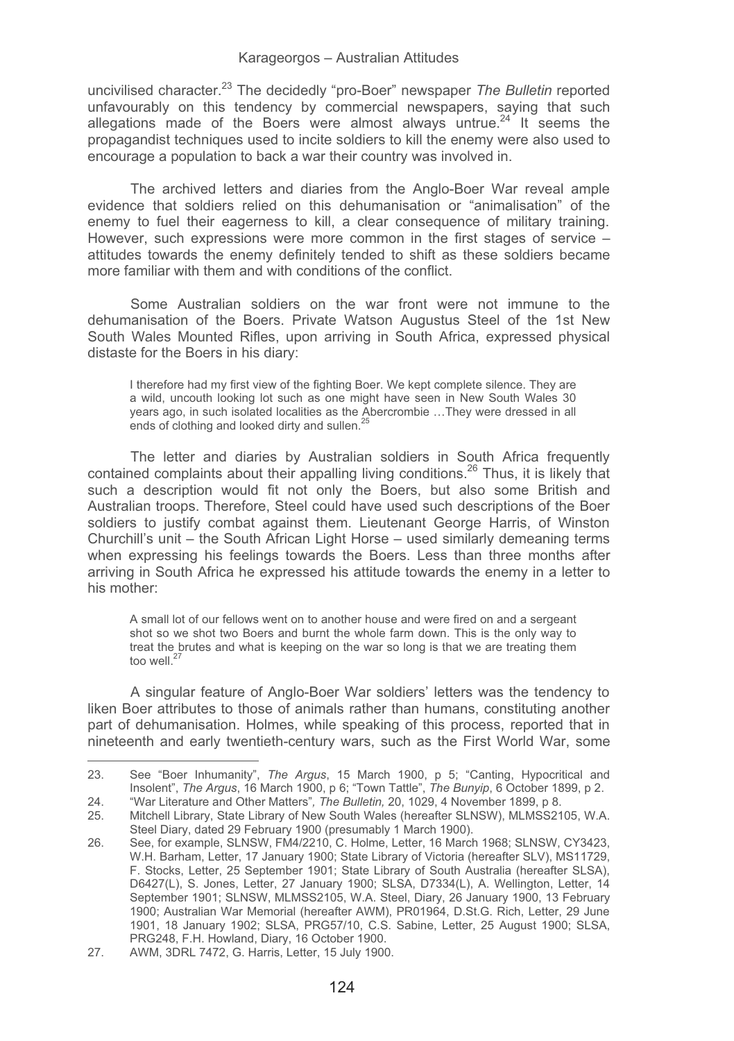uncivilised character.[23] The decidedly "pro-Boer" newspaper *The Bulletin* reported unfavourably on this tendency by commercial newspapers, saying that such allegations made of the Boers were almost always untrue.[24] It seems the propagandist techniques used to incite soldiers to kill the enemy were also used to encourage a population to back a war their country was involved in.

The archived letters and diaries from the Anglo-Boer War reveal ample evidence that soldiers relied on this dehumanisation or "animalisation" of the enemy to fuel their eagerness to kill, a clear consequence of military training. However, such expressions were more common in the first stages of service – attitudes towards the enemy definitely tended to shift as these soldiers became more familiar with them and with conditions of the conflict.

Some Australian soldiers on the war front were not immune to the dehumanisation of the Boers. Private Watson Augustus Steel of the 1st New South Wales Mounted Rifles, upon arriving in South Africa, expressed physical distaste for the Boers in his diary:

> I therefore had my first view of the fighting Boer. We kept complete silence. They are a wild, uncouth looking lot such as one might have seen in New South Wales 30 years ago, in such isolated localities as the Abercrombie …They were dressed in all ends of clothing and looked dirty and sullen.[25]

The letter and diaries by Australian soldiers in South Africa frequently contained complaints about their appalling living conditions.[26] Thus, it is likely that such a description would fit not only the Boers, but also some British and Australian troops. Therefore, Steel could have used such descriptions of the Boer soldiers to justify combat against them. Lieutenant George Harris, of Winston Churchill's unit – the South African Light Horse – used similarly demeaning terms when expressing his feelings towards the Boers. Less than three months after arriving in South Africa he expressed his attitude towards the enemy in a letter to his mother:

> A small lot of our fellows went on to another house and were fired on and a sergeant shot so we shot two Boers and burnt the whole farm down. This is the only way to treat the brutes and what is keeping on the war so long is that we are treating them too well.[27]

A singular feature of Anglo-Boer War soldiers' letters was the tendency to liken Boer attributes to those of animals rather than humans, constituting another part of dehumanisation. Holmes, while speaking of this process, reported that in nineteenth and early twentieth-century wars, such as the First World War, some

---

23. See "Boer Inhumanity", *The Argus*, 15 March 1900, p 5; "Canting, Hypocritical and Insolent", *The Argus*, 16 March 1900, p 6; "Town Tattle", *The Bunyip*, 6 October 1899, p 2.
24. "War Literature and Other Matters", *The Bulletin,* 20, 1029, 4 November 1899, p 8.
25. Mitchell Library, State Library of New South Wales (hereafter SLNSW), MLMSS2105, W.A. Steel Diary, dated 29 February 1900 (presumably 1 March 1900).
26. See, for example, SLNSW, FM4/2210, C. Holme, Letter, 16 March 1968; SLNSW, CY3423, W.H. Barham, Letter, 17 January 1900; State Library of Victoria (hereafter SLV), MS11729, F. Stocks, Letter, 25 September 1901; State Library of South Australia (hereafter SLSA), D6427(L), S. Jones, Letter, 27 January 1900; SLSA, D7334(L), A. Wellington, Letter, 14 September 1901; SLNSW, MLMSS2105, W.A. Steel, Diary, 26 January 1900, 13 February 1900; Australian War Memorial (hereafter AWM), PR01964, D.St.G. Rich, Letter, 29 June 1901, 18 January 1902; SLSA, PRG57/10, C.S. Sabine, Letter, 25 August 1900; SLSA, PRG248, F.H. Howland, Diary, 16 October 1900.
27. AWM, 3DRL 7472, G. Harris, Letter, 15 July 1900.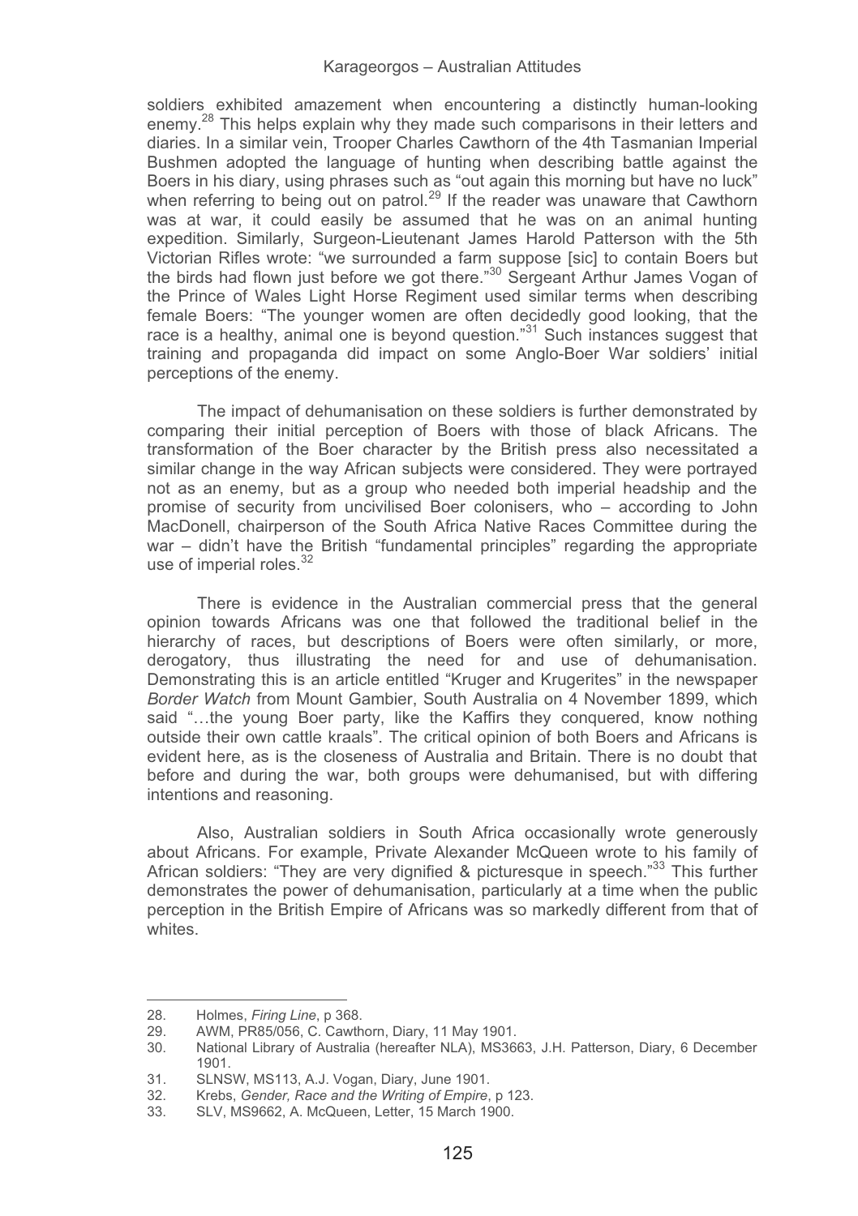soldiers exhibited amazement when encountering a distinctly human-looking enemy.[28] This helps explain why they made such comparisons in their letters and diaries. In a similar vein, Trooper Charles Cawthorn of the 4th Tasmanian Imperial Bushmen adopted the language of hunting when describing battle against the Boers in his diary, using phrases such as "out again this morning but have no luck" when referring to being out on patrol.[29] If the reader was unaware that Cawthorn was at war, it could easily be assumed that he was on an animal hunting expedition. Similarly, Surgeon-Lieutenant James Harold Patterson with the 5th Victorian Rifles wrote: "we surrounded a farm suppose [sic] to contain Boers but the birds had flown just before we got there."[30] Sergeant Arthur James Vogan of the Prince of Wales Light Horse Regiment used similar terms when describing female Boers: "The younger women are often decidedly good looking, that the race is a healthy, animal one is beyond question."[31] Such instances suggest that training and propaganda did impact on some Anglo-Boer War soldiers' initial perceptions of the enemy.

The impact of dehumanisation on these soldiers is further demonstrated by comparing their initial perception of Boers with those of black Africans. The transformation of the Boer character by the British press also necessitated a similar change in the way African subjects were considered. They were portrayed not as an enemy, but as a group who needed both imperial headship and the promise of security from uncivilised Boer colonisers, who – according to John MacDonell, chairperson of the South Africa Native Races Committee during the war – didn't have the British "fundamental principles" regarding the appropriate use of imperial roles.[32]

There is evidence in the Australian commercial press that the general opinion towards Africans was one that followed the traditional belief in the hierarchy of races, but descriptions of Boers were often similarly, or more, derogatory, thus illustrating the need for and use of dehumanisation. Demonstrating this is an article entitled "Kruger and Krugerites" in the newspaper *Border Watch* from Mount Gambier, South Australia on 4 November 1899, which said "…the young Boer party, like the Kaffirs they conquered, know nothing outside their own cattle kraals". The critical opinion of both Boers and Africans is evident here, as is the closeness of Australia and Britain. There is no doubt that before and during the war, both groups were dehumanised, but with differing intentions and reasoning.

Also, Australian soldiers in South Africa occasionally wrote generously about Africans. For example, Private Alexander McQueen wrote to his family of African soldiers: "They are very dignified & picturesque in speech."[33] This further demonstrates the power of dehumanisation, particularly at a time when the public perception in the British Empire of Africans was so markedly different from that of whites.

---

28. Holmes, *Firing Line*, p 368.
29. AWM, PR85/056, C. Cawthorn, Diary, 11 May 1901.
30. National Library of Australia (hereafter NLA), MS3663, J.H. Patterson, Diary, 6 December 1901.
31. SLNSW, MS113, A.J. Vogan, Diary, June 1901.
32. Krebs, *Gender, Race and the Writing of Empire*, p 123.
33. SLV, MS9662, A. McQueen, Letter, 15 March 1900.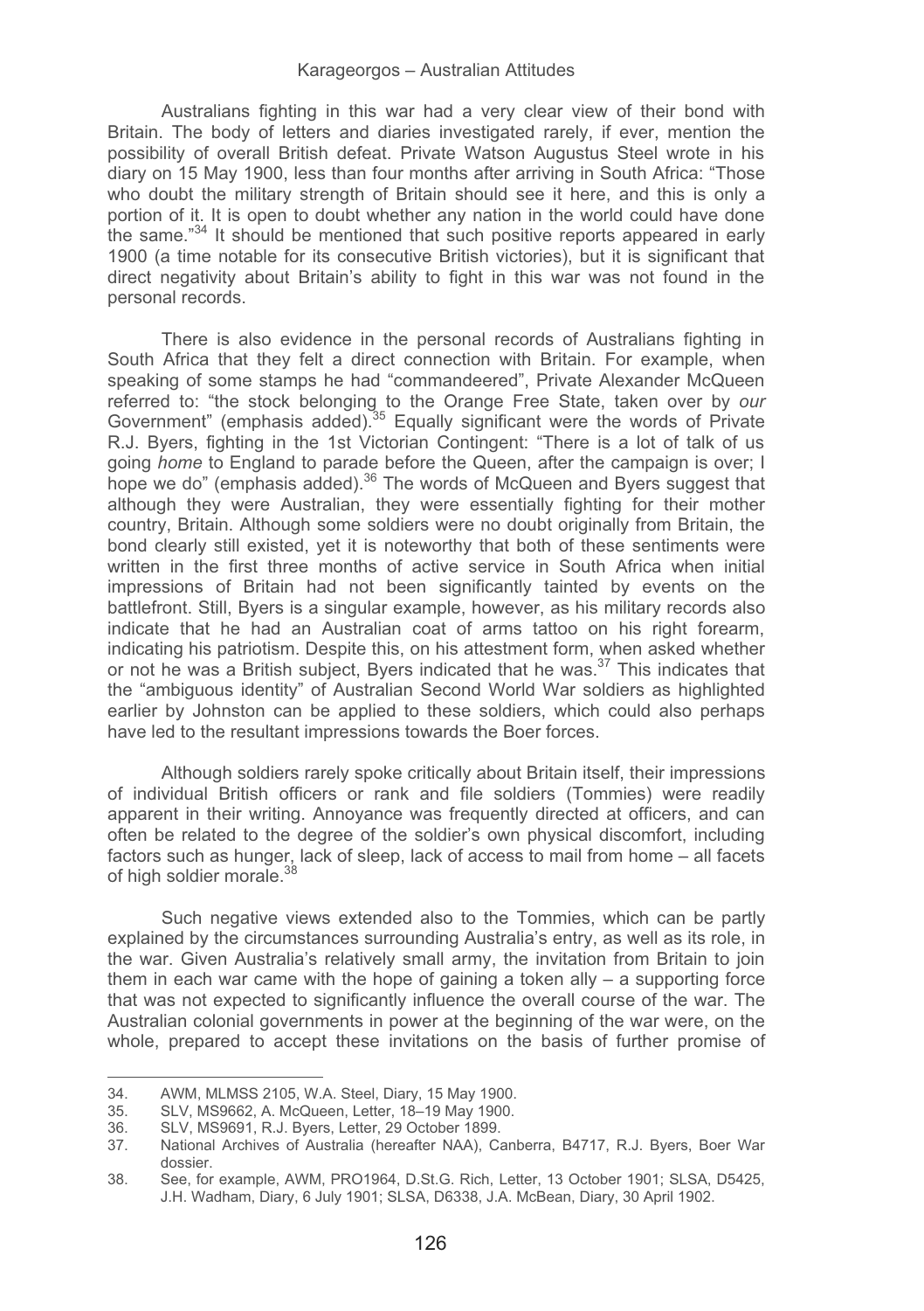Australians fighting in this war had a very clear view of their bond with Britain. The body of letters and diaries investigated rarely, if ever, mention the possibility of overall British defeat. Private Watson Augustus Steel wrote in his diary on 15 May 1900, less than four months after arriving in South Africa: "Those who doubt the military strength of Britain should see it here, and this is only a portion of it. It is open to doubt whether any nation in the world could have done the same."[34] It should be mentioned that such positive reports appeared in early 1900 (a time notable for its consecutive British victories), but it is significant that direct negativity about Britain's ability to fight in this war was not found in the personal records.

There is also evidence in the personal records of Australians fighting in South Africa that they felt a direct connection with Britain. For example, when speaking of some stamps he had "commandeered", Private Alexander McQueen referred to: "the stock belonging to the Orange Free State, taken over by *our* Government" (emphasis added).[35] Equally significant were the words of Private R.J. Byers, fighting in the 1st Victorian Contingent: "There is a lot of talk of us going *home* to England to parade before the Queen, after the campaign is over; I hope we do" (emphasis added).[36] The words of McQueen and Byers suggest that although they were Australian, they were essentially fighting for their mother country, Britain. Although some soldiers were no doubt originally from Britain, the bond clearly still existed, yet it is noteworthy that both of these sentiments were written in the first three months of active service in South Africa when initial impressions of Britain had not been significantly tainted by events on the battlefront. Still, Byers is a singular example, however, as his military records also indicate that he had an Australian coat of arms tattoo on his right forearm, indicating his patriotism. Despite this, on his attestment form, when asked whether or not he was a British subject, Byers indicated that he was.[37] This indicates that the "ambiguous identity" of Australian Second World War soldiers as highlighted earlier by Johnston can be applied to these soldiers, which could also perhaps have led to the resultant impressions towards the Boer forces.

Although soldiers rarely spoke critically about Britain itself, their impressions of individual British officers or rank and file soldiers (Tommies) were readily apparent in their writing. Annoyance was frequently directed at officers, and can often be related to the degree of the soldier's own physical discomfort, including factors such as hunger, lack of sleep, lack of access to mail from home – all facets of high soldier morale.[38]

Such negative views extended also to the Tommies, which can be partly explained by the circumstances surrounding Australia's entry, as well as its role, in the war. Given Australia's relatively small army, the invitation from Britain to join them in each war came with the hope of gaining a token ally – a supporting force that was not expected to significantly influence the overall course of the war. The Australian colonial governments in power at the beginning of the war were, on the whole, prepared to accept these invitations on the basis of further promise of

---

34. AWM, MLMSS 2105, W.A. Steel, Diary, 15 May 1900.
35. SLV, MS9662, A. McQueen, Letter, 18–19 May 1900.
36. SLV, MS9691, R.J. Byers, Letter, 29 October 1899.
37. National Archives of Australia (hereafter NAA), Canberra, B4717, R.J. Byers, Boer War dossier.
38. See, for example, AWM, PRO1964, D.St.G. Rich, Letter, 13 October 1901; SLSA, D5425, J.H. Wadham, Diary, 6 July 1901; SLSA, D6338, J.A. McBean, Diary, 30 April 1902.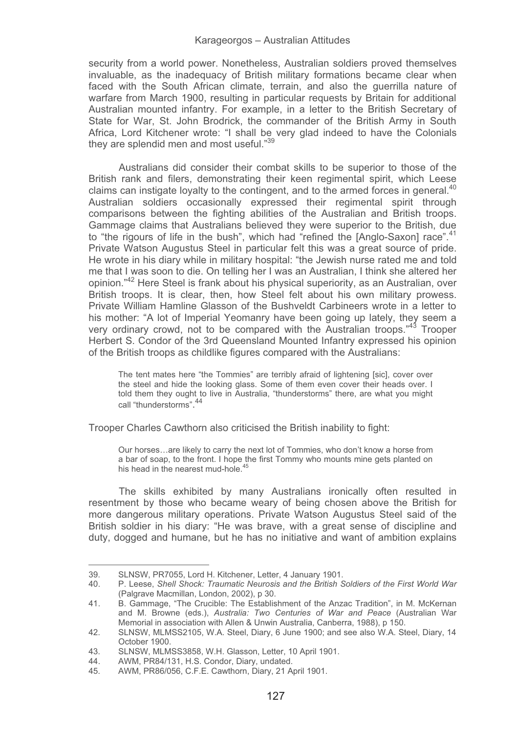security from a world power. Nonetheless, Australian soldiers proved themselves invaluable, as the inadequacy of British military formations became clear when faced with the South African climate, terrain, and also the guerrilla nature of warfare from March 1900, resulting in particular requests by Britain for additional Australian mounted infantry. For example, in a letter to the British Secretary of State for War, St. John Brodrick, the commander of the British Army in South Africa, Lord Kitchener wrote: "I shall be very glad indeed to have the Colonials they are splendid men and most useful."[39]

Australians did consider their combat skills to be superior to those of the British rank and filers, demonstrating their keen regimental spirit, which Leese claims can instigate loyalty to the contingent, and to the armed forces in general.[40] Australian soldiers occasionally expressed their regimental spirit through comparisons between the fighting abilities of the Australian and British troops. Gammage claims that Australians believed they were superior to the British, due to "the rigours of life in the bush", which had "refined the [Anglo-Saxon] race".[41] Private Watson Augustus Steel in particular felt this was a great source of pride. He wrote in his diary while in military hospital: "the Jewish nurse rated me and told me that I was soon to die. On telling her I was an Australian, I think she altered her opinion."[42] Here Steel is frank about his physical superiority, as an Australian, over British troops. It is clear, then, how Steel felt about his own military prowess. Private William Hamline Glasson of the Bushveldt Carbineers wrote in a letter to his mother: "A lot of Imperial Yeomanry have been going up lately, they seem a very ordinary crowd, not to be compared with the Australian troops."[43] Trooper Herbert S. Condor of the 3rd Queensland Mounted Infantry expressed his opinion of the British troops as childlike figures compared with the Australians:

> The tent mates here "the Tommies" are terribly afraid of lightening [sic], cover over the steel and hide the looking glass. Some of them even cover their heads over. I told them they ought to live in Australia, "thunderstorms" there, are what you might call "thunderstorms".[44]

Trooper Charles Cawthorn also criticised the British inability to fight:

> Our horses…are likely to carry the next lot of Tommies, who don't know a horse from a bar of soap, to the front. I hope the first Tommy who mounts mine gets planted on his head in the nearest mud-hole.[45]

The skills exhibited by many Australians ironically often resulted in resentment by those who became weary of being chosen above the British for more dangerous military operations. Private Watson Augustus Steel said of the British soldier in his diary: "He was brave, with a great sense of discipline and duty, dogged and humane, but he has no initiative and want of ambition explains

---

39. SLNSW, PR7055, Lord H. Kitchener, Letter, 4 January 1901.
40. P. Leese, *Shell Shock: Traumatic Neurosis and the British Soldiers of the First World War* (Palgrave Macmillan, London, 2002), p 30.
41. B. Gammage, "The Crucible: The Establishment of the Anzac Tradition", in M. McKernan and M. Browne (eds.), *Australia: Two Centuries of War and Peace* (Australian War Memorial in association with Allen & Unwin Australia, Canberra, 1988), p 150.
42. SLNSW, MLMSS2105, W.A. Steel, Diary, 6 June 1900; and see also W.A. Steel, Diary, 14 October 1900.
43. SLNSW, MLMSS3858, W.H. Glasson, Letter, 10 April 1901.
44. AWM, PR84/131, H.S. Condor, Diary, undated.
45. AWM, PR86/056, C.F.E. Cawthorn, Diary, 21 April 1901.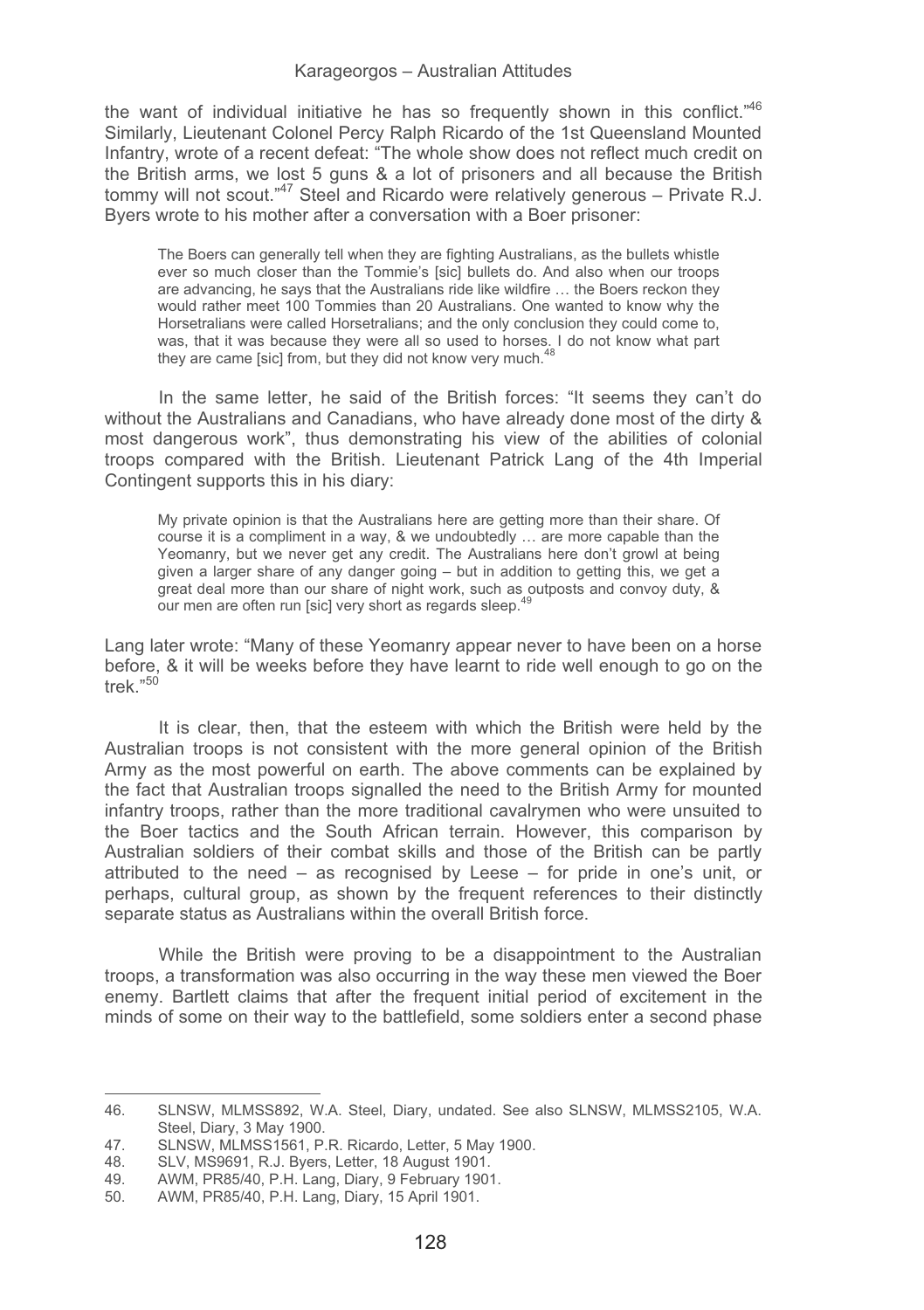the want of individual initiative he has so frequently shown in this conflict."[46] Similarly, Lieutenant Colonel Percy Ralph Ricardo of the 1st Queensland Mounted Infantry, wrote of a recent defeat: "The whole show does not reflect much credit on the British arms, we lost 5 guns & a lot of prisoners and all because the British tommy will not scout."[47] Steel and Ricardo were relatively generous – Private R.J. Byers wrote to his mother after a conversation with a Boer prisoner:

> The Boers can generally tell when they are fighting Australians, as the bullets whistle ever so much closer than the Tommie's [sic] bullets do. And also when our troops are advancing, he says that the Australians ride like wildfire … the Boers reckon they would rather meet 100 Tommies than 20 Australians. One wanted to know why the Horsetralians were called Horsetralians; and the only conclusion they could come to, was, that it was because they were all so used to horses. I do not know what part they are came [sic] from, but they did not know very much.[48]

In the same letter, he said of the British forces: "It seems they can't do without the Australians and Canadians, who have already done most of the dirty & most dangerous work", thus demonstrating his view of the abilities of colonial troops compared with the British. Lieutenant Patrick Lang of the 4th Imperial Contingent supports this in his diary:

> My private opinion is that the Australians here are getting more than their share. Of course it is a compliment in a way, & we undoubtedly … are more capable than the Yeomanry, but we never get any credit. The Australians here don't growl at being given a larger share of any danger going – but in addition to getting this, we get a great deal more than our share of night work, such as outposts and convoy duty, & our men are often run [sic] very short as regards sleep.[49]

Lang later wrote: "Many of these Yeomanry appear never to have been on a horse before, & it will be weeks before they have learnt to ride well enough to go on the trek."[50]

It is clear, then, that the esteem with which the British were held by the Australian troops is not consistent with the more general opinion of the British Army as the most powerful on earth. The above comments can be explained by the fact that Australian troops signalled the need to the British Army for mounted infantry troops, rather than the more traditional cavalrymen who were unsuited to the Boer tactics and the South African terrain. However, this comparison by Australian soldiers of their combat skills and those of the British can be partly attributed to the need – as recognised by Leese – for pride in one's unit, or perhaps, cultural group, as shown by the frequent references to their distinctly separate status as Australians within the overall British force.

While the British were proving to be a disappointment to the Australian troops, a transformation was also occurring in the way these men viewed the Boer enemy. Bartlett claims that after the frequent initial period of excitement in the minds of some on their way to the battlefield, some soldiers enter a second phase

---

46. SLNSW, MLMSS892, W.A. Steel, Diary, undated. See also SLNSW, MLMSS2105, W.A. Steel, Diary, 3 May 1900.
47. SLNSW, MLMSS1561, P.R. Ricardo, Letter, 5 May 1900.
48. SLV, MS9691, R.J. Byers, Letter, 18 August 1901.
49. AWM, PR85/40, P.H. Lang, Diary, 9 February 1901.
50. AWM, PR85/40, P.H. Lang, Diary, 15 April 1901.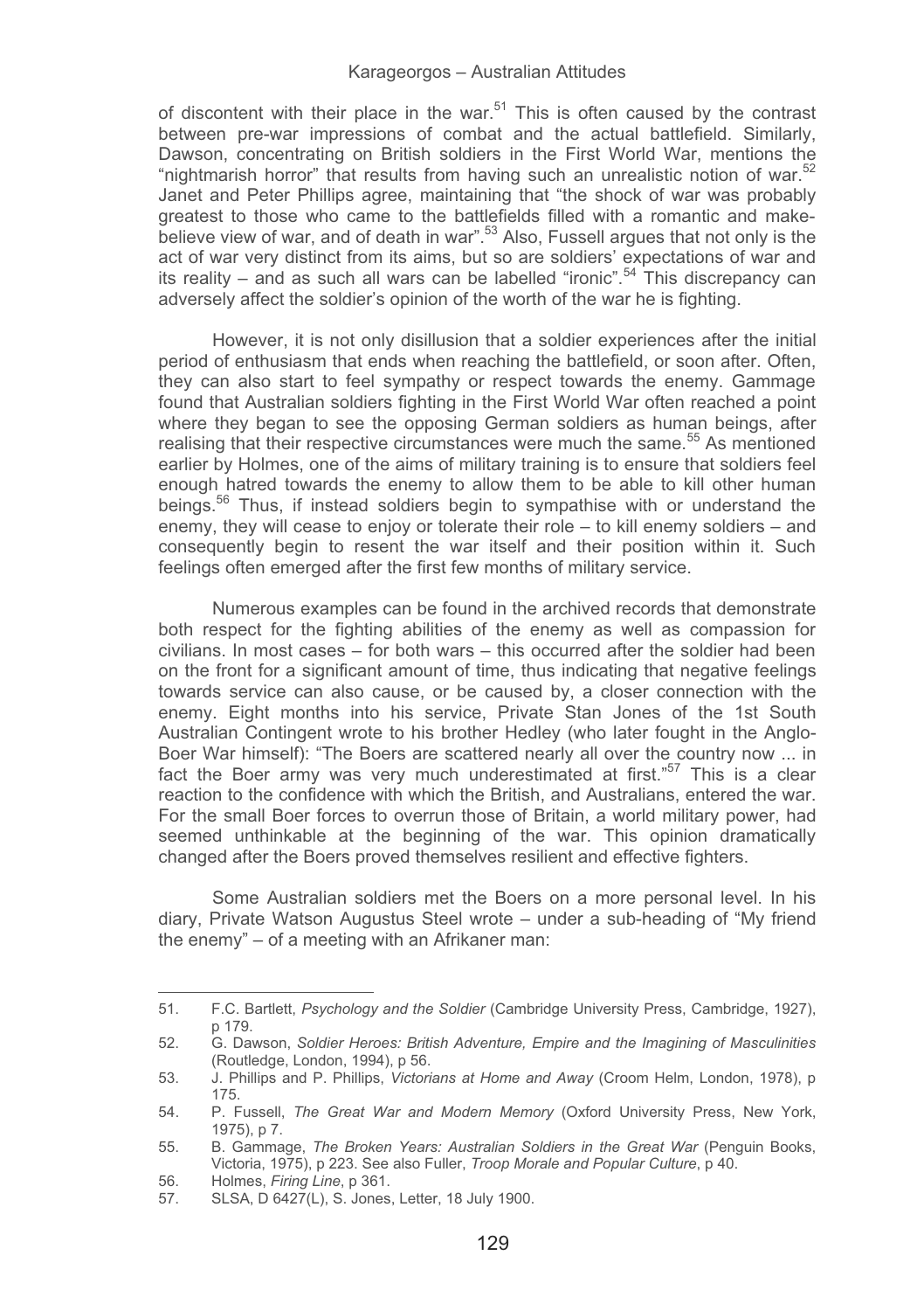of discontent with their place in the war.[51] This is often caused by the contrast between pre-war impressions of combat and the actual battlefield. Similarly, Dawson, concentrating on British soldiers in the First World War, mentions the "nightmarish horror" that results from having such an unrealistic notion of war.[52] Janet and Peter Phillips agree, maintaining that "the shock of war was probably greatest to those who came to the battlefields filled with a romantic and make-believe view of war, and of death in war".[53] Also, Fussell argues that not only is the act of war very distinct from its aims, but so are soldiers' expectations of war and its reality – and as such all wars can be labelled "ironic".[54] This discrepancy can adversely affect the soldier's opinion of the worth of the war he is fighting.

However, it is not only disillusion that a soldier experiences after the initial period of enthusiasm that ends when reaching the battlefield, or soon after. Often, they can also start to feel sympathy or respect towards the enemy. Gammage found that Australian soldiers fighting in the First World War often reached a point where they began to see the opposing German soldiers as human beings, after realising that their respective circumstances were much the same.[55] As mentioned earlier by Holmes, one of the aims of military training is to ensure that soldiers feel enough hatred towards the enemy to allow them to be able to kill other human beings.[56] Thus, if instead soldiers begin to sympathise with or understand the enemy, they will cease to enjoy or tolerate their role – to kill enemy soldiers – and consequently begin to resent the war itself and their position within it. Such feelings often emerged after the first few months of military service.

Numerous examples can be found in the archived records that demonstrate both respect for the fighting abilities of the enemy as well as compassion for civilians. In most cases – for both wars – this occurred after the soldier had been on the front for a significant amount of time, thus indicating that negative feelings towards service can also cause, or be caused by, a closer connection with the enemy. Eight months into his service, Private Stan Jones of the 1st South Australian Contingent wrote to his brother Hedley (who later fought in the Anglo-Boer War himself): "The Boers are scattered nearly all over the country now ... in fact the Boer army was very much underestimated at first."[57] This is a clear reaction to the confidence with which the British, and Australians, entered the war. For the small Boer forces to overrun those of Britain, a world military power, had seemed unthinkable at the beginning of the war. This opinion dramatically changed after the Boers proved themselves resilient and effective fighters.

Some Australian soldiers met the Boers on a more personal level. In his diary, Private Watson Augustus Steel wrote – under a sub-heading of "My friend the enemy" – of a meeting with an Afrikaner man:

---

51. F.C. Bartlett, *Psychology and the Soldier* (Cambridge University Press, Cambridge, 1927), p 179.
52. G. Dawson, *Soldier Heroes: British Adventure, Empire and the Imagining of Masculinities* (Routledge, London, 1994), p 56.
53. J. Phillips and P. Phillips, *Victorians at Home and Away* (Croom Helm, London, 1978), p 175.
54. P. Fussell, *The Great War and Modern Memory* (Oxford University Press, New York, 1975), p 7.
55. B. Gammage, *The Broken Years: Australian Soldiers in the Great War* (Penguin Books, Victoria, 1975), p 223. See also Fuller, *Troop Morale and Popular Culture*, p 40.
56. Holmes, *Firing Line*, p 361.
57. SLSA, D 6427(L), S. Jones, Letter, 18 July 1900.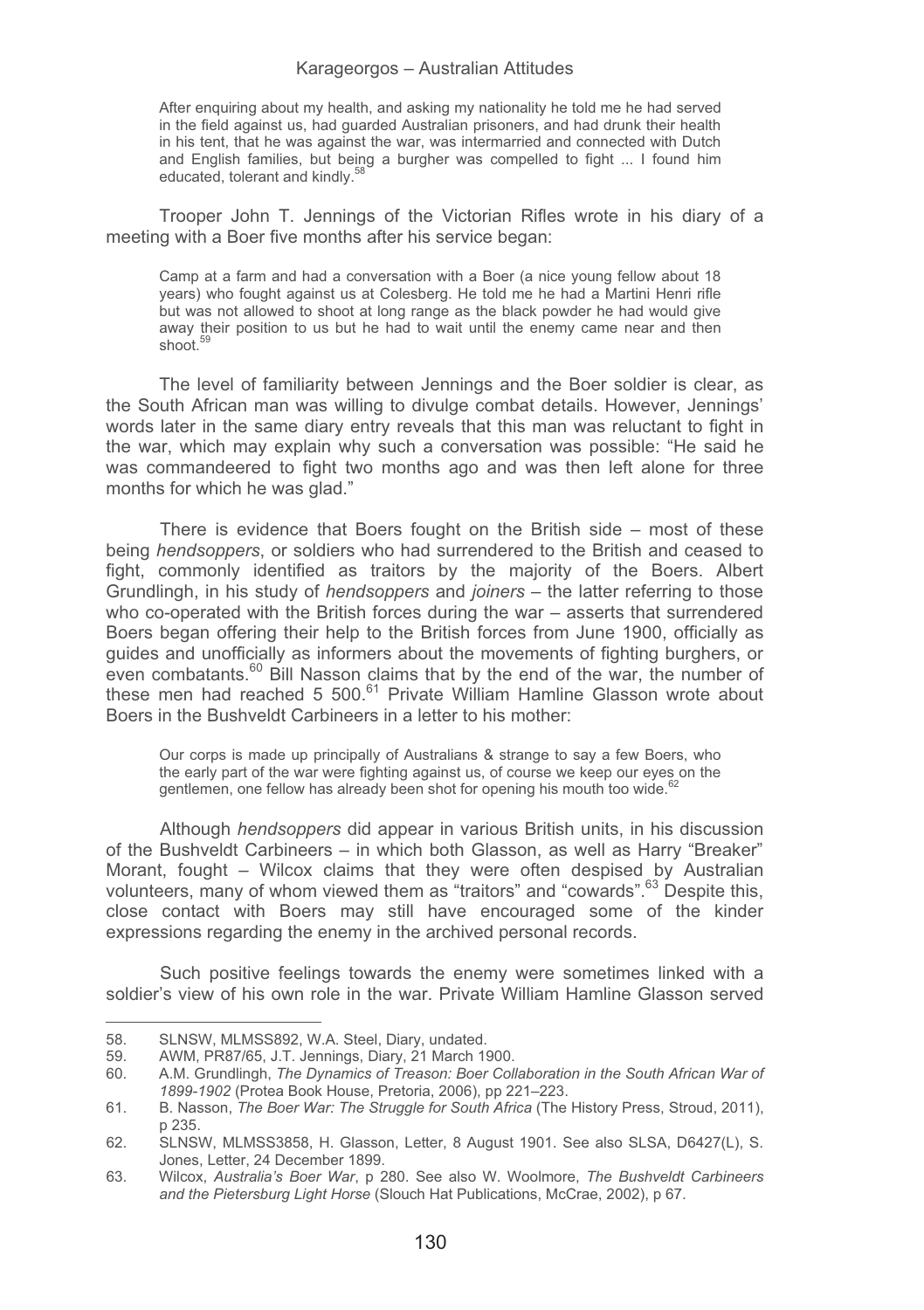> After enquiring about my health, and asking my nationality he told me he had served in the field against us, had guarded Australian prisoners, and had drunk their health in his tent, that he was against the war, was intermarried and connected with Dutch and English families, but being a burgher was compelled to fight ... I found him educated, tolerant and kindly.[58]

Trooper John T. Jennings of the Victorian Rifles wrote in his diary of a meeting with a Boer five months after his service began:

> Camp at a farm and had a conversation with a Boer (a nice young fellow about 18 years) who fought against us at Colesberg. He told me he had a Martini Henri rifle but was not allowed to shoot at long range as the black powder he had would give away their position to us but he had to wait until the enemy came near and then shoot.[59]

The level of familiarity between Jennings and the Boer soldier is clear, as the South African man was willing to divulge combat details. However, Jennings' words later in the same diary entry reveals that this man was reluctant to fight in the war, which may explain why such a conversation was possible: "He said he was commandeered to fight two months ago and was then left alone for three months for which he was glad."

There is evidence that Boers fought on the British side – most of these being *hendsoppers*, or soldiers who had surrendered to the British and ceased to fight, commonly identified as traitors by the majority of the Boers. Albert Grundlingh, in his study of *hendsoppers* and *joiners* – the latter referring to those who co-operated with the British forces during the war – asserts that surrendered Boers began offering their help to the British forces from June 1900, officially as guides and unofficially as informers about the movements of fighting burghers, or even combatants.[60] Bill Nasson claims that by the end of the war, the number of these men had reached 5 500.[61] Private William Hamline Glasson wrote about Boers in the Bushveldt Carbineers in a letter to his mother:

> Our corps is made up principally of Australians & strange to say a few Boers, who the early part of the war were fighting against us, of course we keep our eyes on the gentlemen, one fellow has already been shot for opening his mouth too wide.[62]

Although *hendsoppers* did appear in various British units, in his discussion of the Bushveldt Carbineers – in which both Glasson, as well as Harry "Breaker" Morant, fought – Wilcox claims that they were often despised by Australian volunteers, many of whom viewed them as "traitors" and "cowards".[63] Despite this, close contact with Boers may still have encouraged some of the kinder expressions regarding the enemy in the archived personal records.

Such positive feelings towards the enemy were sometimes linked with a soldier's view of his own role in the war. Private William Hamline Glasson served

---

58. SLNSW, MLMSS892, W.A. Steel, Diary, undated.
59. AWM, PR87/65, J.T. Jennings, Diary, 21 March 1900.
60. A.M. Grundlingh, *The Dynamics of Treason: Boer Collaboration in the South African War of 1899-1902* (Protea Book House, Pretoria, 2006), pp 221–223.
61. B. Nasson, *The Boer War: The Struggle for South Africa* (The History Press, Stroud, 2011), p 235.
62. SLNSW, MLMSS3858, H. Glasson, Letter, 8 August 1901. See also SLSA, D6427(L), S. Jones, Letter, 24 December 1899.
63. Wilcox, *Australia's Boer War*, p 280. See also W. Woolmore, *The Bushveldt Carbineers and the Pietersburg Light Horse* (Slouch Hat Publications, McCrae, 2002), p 67.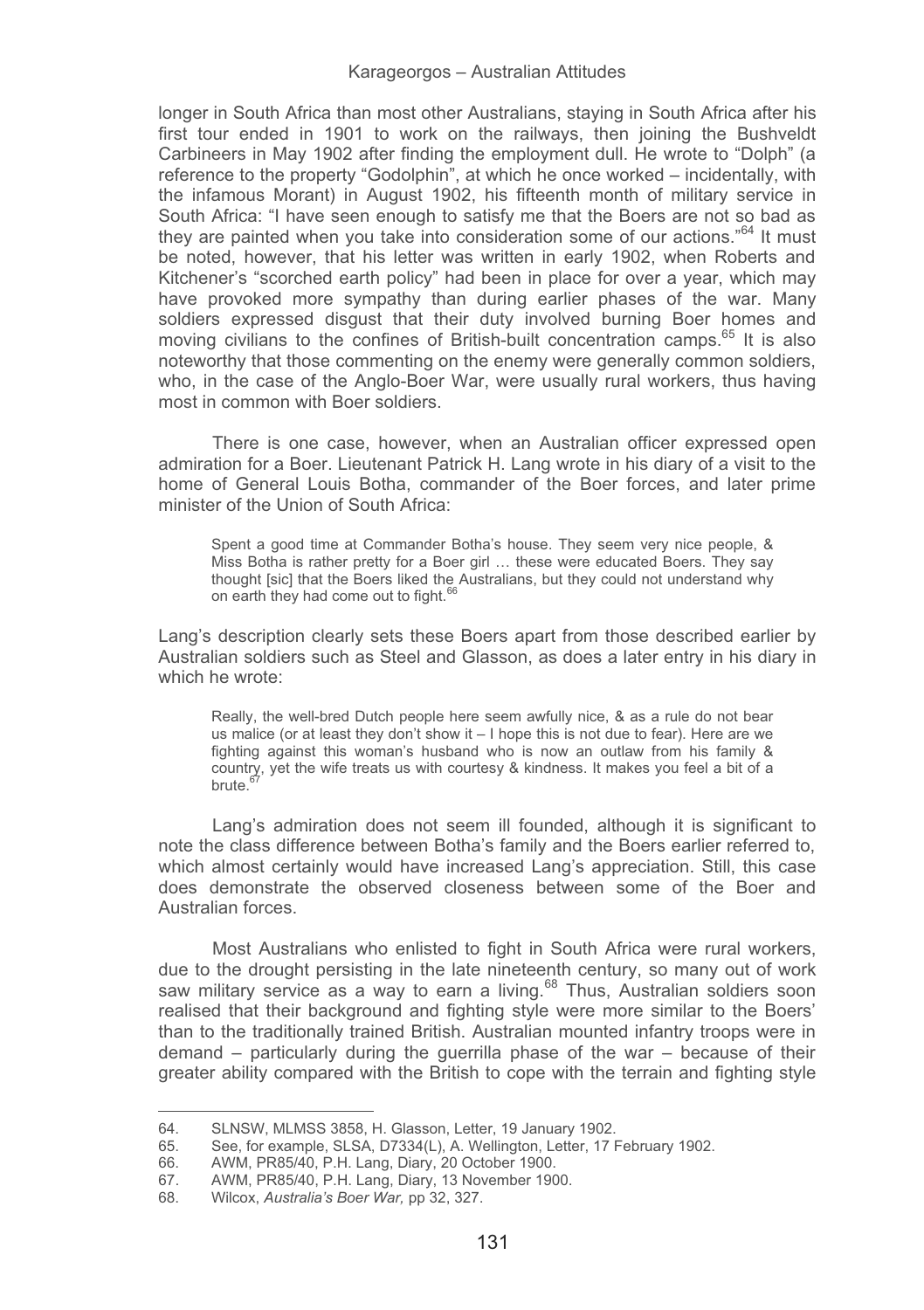longer in South Africa than most other Australians, staying in South Africa after his first tour ended in 1901 to work on the railways, then joining the Bushveldt Carbineers in May 1902 after finding the employment dull. He wrote to "Dolph" (a reference to the property "Godolphin", at which he once worked – incidentally, with the infamous Morant) in August 1902, his fifteenth month of military service in South Africa: "I have seen enough to satisfy me that the Boers are not so bad as they are painted when you take into consideration some of our actions."[64] It must be noted, however, that his letter was written in early 1902, when Roberts and Kitchener's "scorched earth policy" had been in place for over a year, which may have provoked more sympathy than during earlier phases of the war. Many soldiers expressed disgust that their duty involved burning Boer homes and moving civilians to the confines of British-built concentration camps.[65] It is also noteworthy that those commenting on the enemy were generally common soldiers, who, in the case of the Anglo-Boer War, were usually rural workers, thus having most in common with Boer soldiers.

There is one case, however, when an Australian officer expressed open admiration for a Boer. Lieutenant Patrick H. Lang wrote in his diary of a visit to the home of General Louis Botha, commander of the Boer forces, and later prime minister of the Union of South Africa:

> Spent a good time at Commander Botha's house. They seem very nice people, & Miss Botha is rather pretty for a Boer girl … these were educated Boers. They say thought [sic] that the Boers liked the Australians, but they could not understand why on earth they had come out to fight.[66]

Lang's description clearly sets these Boers apart from those described earlier by Australian soldiers such as Steel and Glasson, as does a later entry in his diary in which he wrote:

> Really, the well-bred Dutch people here seem awfully nice, & as a rule do not bear us malice (or at least they don't show it – I hope this is not due to fear). Here are we fighting against this woman's husband who is now an outlaw from his family & country, yet the wife treats us with courtesy & kindness. It makes you feel a bit of a brute.[67]

Lang's admiration does not seem ill founded, although it is significant to note the class difference between Botha's family and the Boers earlier referred to, which almost certainly would have increased Lang's appreciation. Still, this case does demonstrate the observed closeness between some of the Boer and Australian forces.

Most Australians who enlisted to fight in South Africa were rural workers, due to the drought persisting in the late nineteenth century, so many out of work saw military service as a way to earn a living.[68] Thus, Australian soldiers soon realised that their background and fighting style were more similar to the Boers' than to the traditionally trained British. Australian mounted infantry troops were in demand – particularly during the guerrilla phase of the war – because of their greater ability compared with the British to cope with the terrain and fighting style

---

64. SLNSW, MLMSS 3858, H. Glasson, Letter, 19 January 1902.
65. See, for example, SLSA, D7334(L), A. Wellington, Letter, 17 February 1902.
66. AWM, PR85/40, P.H. Lang, Diary, 20 October 1900.
67. AWM, PR85/40, P.H. Lang, Diary, 13 November 1900.
68. Wilcox, *Australia's Boer War,* pp 32, 327.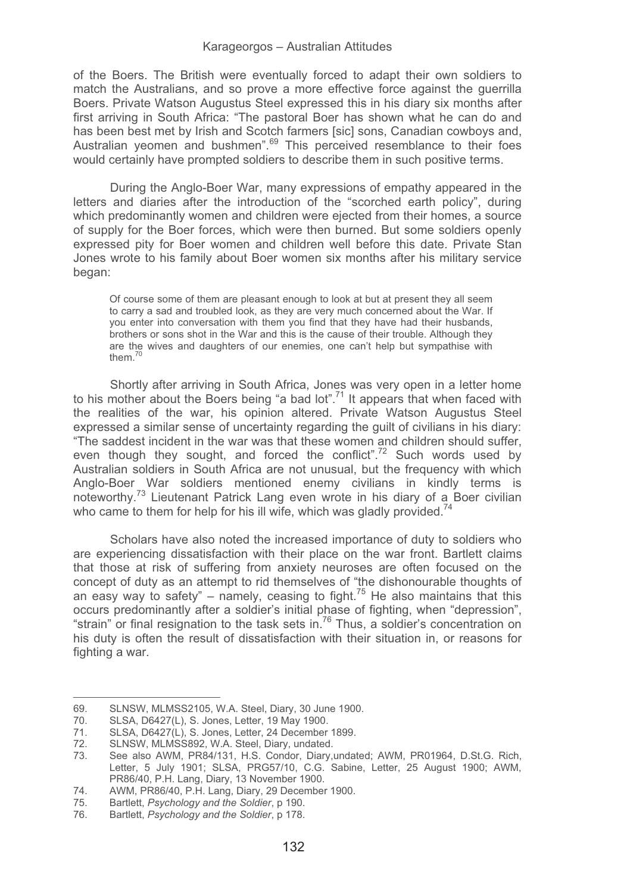of the Boers. The British were eventually forced to adapt their own soldiers to match the Australians, and so prove a more effective force against the guerrilla Boers. Private Watson Augustus Steel expressed this in his diary six months after first arriving in South Africa: "The pastoral Boer has shown what he can do and has been best met by Irish and Scotch farmers [sic] sons, Canadian cowboys and, Australian yeomen and bushmen".[69] This perceived resemblance to their foes would certainly have prompted soldiers to describe them in such positive terms.

During the Anglo-Boer War, many expressions of empathy appeared in the letters and diaries after the introduction of the "scorched earth policy", during which predominantly women and children were ejected from their homes, a source of supply for the Boer forces, which were then burned. But some soldiers openly expressed pity for Boer women and children well before this date. Private Stan Jones wrote to his family about Boer women six months after his military service began:

> Of course some of them are pleasant enough to look at but at present they all seem to carry a sad and troubled look, as they are very much concerned about the War. If you enter into conversation with them you find that they have had their husbands, brothers or sons shot in the War and this is the cause of their trouble. Although they are the wives and daughters of our enemies, one can't help but sympathise with them.[70]

Shortly after arriving in South Africa, Jones was very open in a letter home to his mother about the Boers being "a bad lot".[71] It appears that when faced with the realities of the war, his opinion altered. Private Watson Augustus Steel expressed a similar sense of uncertainty regarding the guilt of civilians in his diary: "The saddest incident in the war was that these women and children should suffer, even though they sought, and forced the conflict".[72] Such words used by Australian soldiers in South Africa are not unusual, but the frequency with which Anglo-Boer War soldiers mentioned enemy civilians in kindly terms is noteworthy.[73] Lieutenant Patrick Lang even wrote in his diary of a Boer civilian who came to them for help for his ill wife, which was gladly provided.[74]

Scholars have also noted the increased importance of duty to soldiers who are experiencing dissatisfaction with their place on the war front. Bartlett claims that those at risk of suffering from anxiety neuroses are often focused on the concept of duty as an attempt to rid themselves of "the dishonourable thoughts of an easy way to safety" – namely, ceasing to fight.[75] He also maintains that this occurs predominantly after a soldier's initial phase of fighting, when "depression", "strain" or final resignation to the task sets in.[76] Thus, a soldier's concentration on his duty is often the result of dissatisfaction with their situation in, or reasons for fighting a war.

---

69. SLNSW, MLMSS2105, W.A. Steel, Diary, 30 June 1900.
70. SLSA, D6427(L), S. Jones, Letter, 19 May 1900.
71. SLSA, D6427(L), S. Jones, Letter, 24 December 1899.
72. SLNSW, MLMSS892, W.A. Steel, Diary, undated.
73. See also AWM, PR84/131, H.S. Condor, Diary,undated; AWM, PR01964, D.St.G. Rich, Letter, 5 July 1901; SLSA, PRG57/10, C.G. Sabine, Letter, 25 August 1900; AWM, PR86/40, P.H. Lang, Diary, 13 November 1900.
74. AWM, PR86/40, P.H. Lang, Diary, 29 December 1900.
75. Bartlett, *Psychology and the Soldier*, p 190.
76. Bartlett, *Psychology and the Soldier*, p 178.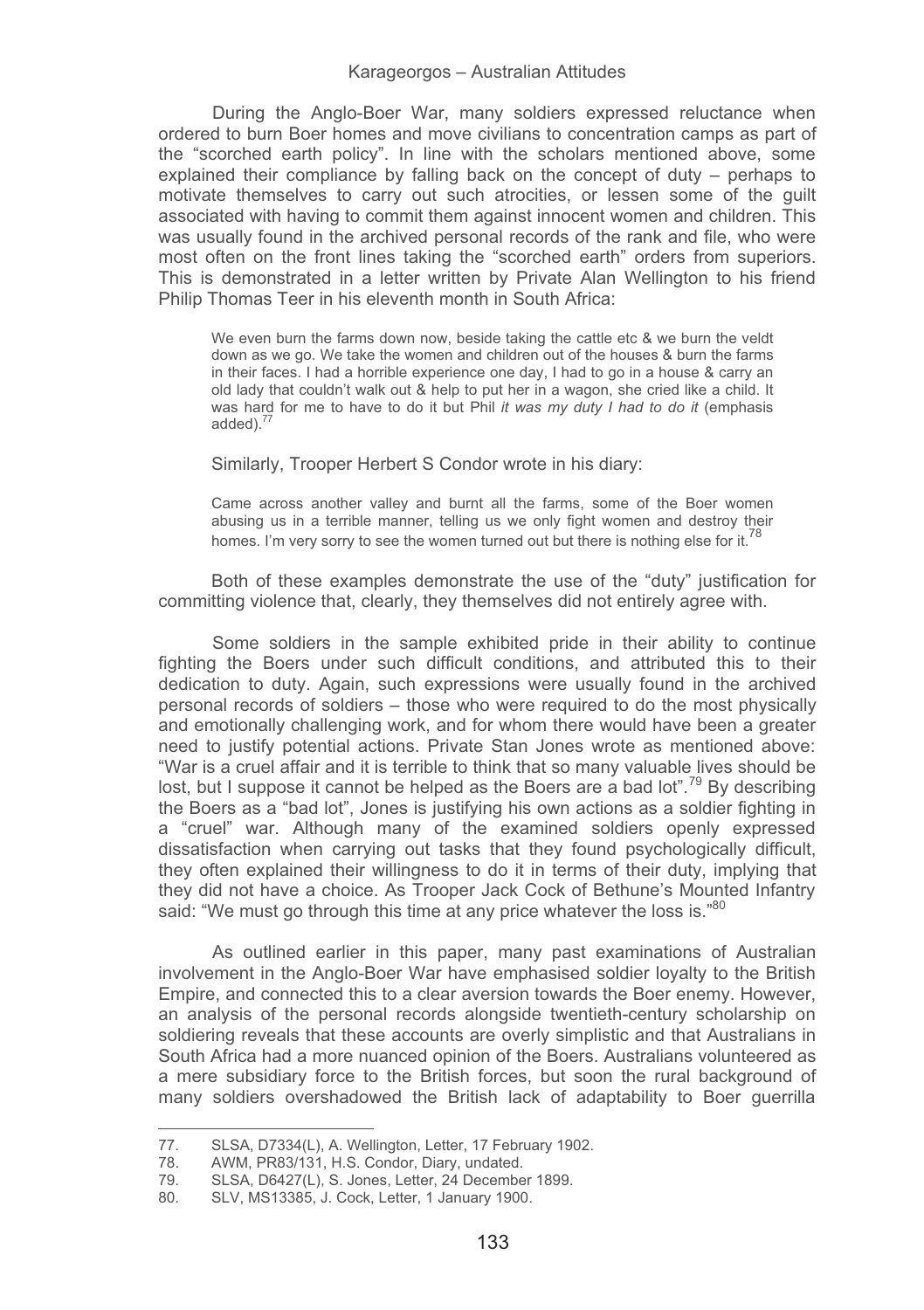During the Anglo-Boer War, many soldiers expressed reluctance when ordered to burn Boer homes and move civilians to concentration camps as part of the "scorched earth policy". In line with the scholars mentioned above, some explained their compliance by falling back on the concept of duty – perhaps to motivate themselves to carry out such atrocities, or lessen some of the guilt associated with having to commit them against innocent women and children. This was usually found in the archived personal records of the rank and file, who were most often on the front lines taking the "scorched earth" orders from superiors. This is demonstrated in a letter written by Private Alan Wellington to his friend Philip Thomas Teer in his eleventh month in South Africa:

> We even burn the farms down now, beside taking the cattle etc & we burn the veldt down as we go. We take the women and children out of the houses & burn the farms in their faces. I had a horrible experience one day, I had to go in a house & carry an old lady that couldn't walk out & help to put her in a wagon, she cried like a child. It was hard for me to have to do it but Phil *it was my duty I had to do it* (emphasis added).[77]

Similarly, Trooper Herbert S Condor wrote in his diary:

> Came across another valley and burnt all the farms, some of the Boer women abusing us in a terrible manner, telling us we only fight women and destroy their homes. I'm very sorry to see the women turned out but there is nothing else for it.[78]

Both of these examples demonstrate the use of the "duty" justification for committing violence that, clearly, they themselves did not entirely agree with.

Some soldiers in the sample exhibited pride in their ability to continue fighting the Boers under such difficult conditions, and attributed this to their dedication to duty. Again, such expressions were usually found in the archived personal records of soldiers – those who were required to do the most physically and emotionally challenging work, and for whom there would have been a greater need to justify potential actions. Private Stan Jones wrote as mentioned above: "War is a cruel affair and it is terrible to think that so many valuable lives should be lost, but I suppose it cannot be helped as the Boers are a bad lot".[79] By describing the Boers as a "bad lot", Jones is justifying his own actions as a soldier fighting in a "cruel" war. Although many of the examined soldiers openly expressed dissatisfaction when carrying out tasks that they found psychologically difficult, they often explained their willingness to do it in terms of their duty, implying that they did not have a choice. As Trooper Jack Cock of Bethune's Mounted Infantry said: "We must go through this time at any price whatever the loss is."[80]

As outlined earlier in this paper, many past examinations of Australian involvement in the Anglo-Boer War have emphasised soldier loyalty to the British Empire, and connected this to a clear aversion towards the Boer enemy. However, an analysis of the personal records alongside twentieth-century scholarship on soldiering reveals that these accounts are overly simplistic and that Australians in South Africa had a more nuanced opinion of the Boers. Australians volunteered as a mere subsidiary force to the British forces, but soon the rural background of many soldiers overshadowed the British lack of adaptability to Boer guerrilla

---

77. SLSA, D7334(L), A. Wellington, Letter, 17 February 1902.
78. AWM, PR83/131, H.S. Condor, Diary, undated.
79. SLSA, D6427(L), S. Jones, Letter, 24 December 1899.
80. SLV, MS13385, J. Cock, Letter, 1 January 1900.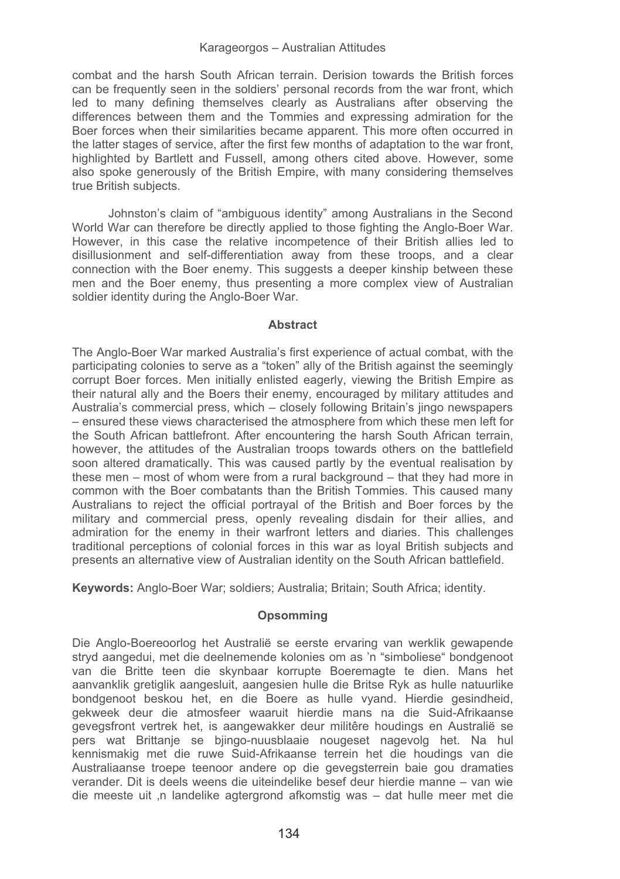combat and the harsh South African terrain. Derision towards the British forces can be frequently seen in the soldiers' personal records from the war front, which led to many defining themselves clearly as Australians after observing the differences between them and the Tommies and expressing admiration for the Boer forces when their similarities became apparent. This more often occurred in the latter stages of service, after the first few months of adaptation to the war front, highlighted by Bartlett and Fussell, among others cited above. However, some also spoke generously of the British Empire, with many considering themselves true British subjects.

Johnston's claim of "ambiguous identity" among Australians in the Second World War can therefore be directly applied to those fighting the Anglo-Boer War. However, in this case the relative incompetence of their British allies led to disillusionment and self-differentiation away from these troops, and a clear connection with the Boer enemy. This suggests a deeper kinship between these men and the Boer enemy, thus presenting a more complex view of Australian soldier identity during the Anglo-Boer War.

## Abstract

The Anglo-Boer War marked Australia's first experience of actual combat, with the participating colonies to serve as a "token" ally of the British against the seemingly corrupt Boer forces. Men initially enlisted eagerly, viewing the British Empire as their natural ally and the Boers their enemy, encouraged by military attitudes and Australia's commercial press, which – closely following Britain's jingo newspapers – ensured these views characterised the atmosphere from which these men left for the South African battlefront. After encountering the harsh South African terrain, however, the attitudes of the Australian troops towards others on the battlefield soon altered dramatically. This was caused partly by the eventual realisation by these men – most of whom were from a rural background – that they had more in common with the Boer combatants than the British Tommies. This caused many Australians to reject the official portrayal of the British and Boer forces by the military and commercial press, openly revealing disdain for their allies, and admiration for the enemy in their warfront letters and diaries. This challenges traditional perceptions of colonial forces in this war as loyal British subjects and presents an alternative view of Australian identity on the South African battlefield.

**Keywords:** Anglo-Boer War; soldiers; Australia; Britain; South Africa; identity.

## Opsomming

Die Anglo-Boereoorlog het Australië se eerste ervaring van werklik gewapende stryd aangedui, met die deelnemende kolonies om as 'n "simboliese" bondgenoot van die Britte teen die skynbaar korrupte Boeremagte te dien. Mans het aanvanklik gretiglik aangesluit, aangesien hulle die Britse Ryk as hulle natuurlike bondgenoot beskou het, en die Boere as hulle vyand. Hierdie gesindheid, gekweek deur die atmosfeer waaruit hierdie mans na die Suid-Afrikaanse gevegsfront vertrek het, is aangewakker deur militêre houdings en Australië se pers wat Brittanje se bjingo-nuusblaaie nougeset nagevolg het. Na hul kennismakig met die ruwe Suid-Afrikaanse terrein het die houdings van die Australiaanse troepe teenoor andere op die gevegsterrein baie gou dramaties verander. Dit is deels weens die uiteindelike besef deur hierdie manne – van wie die meeste uit ,n landelike agtergrond afkomstig was – dat hulle meer met die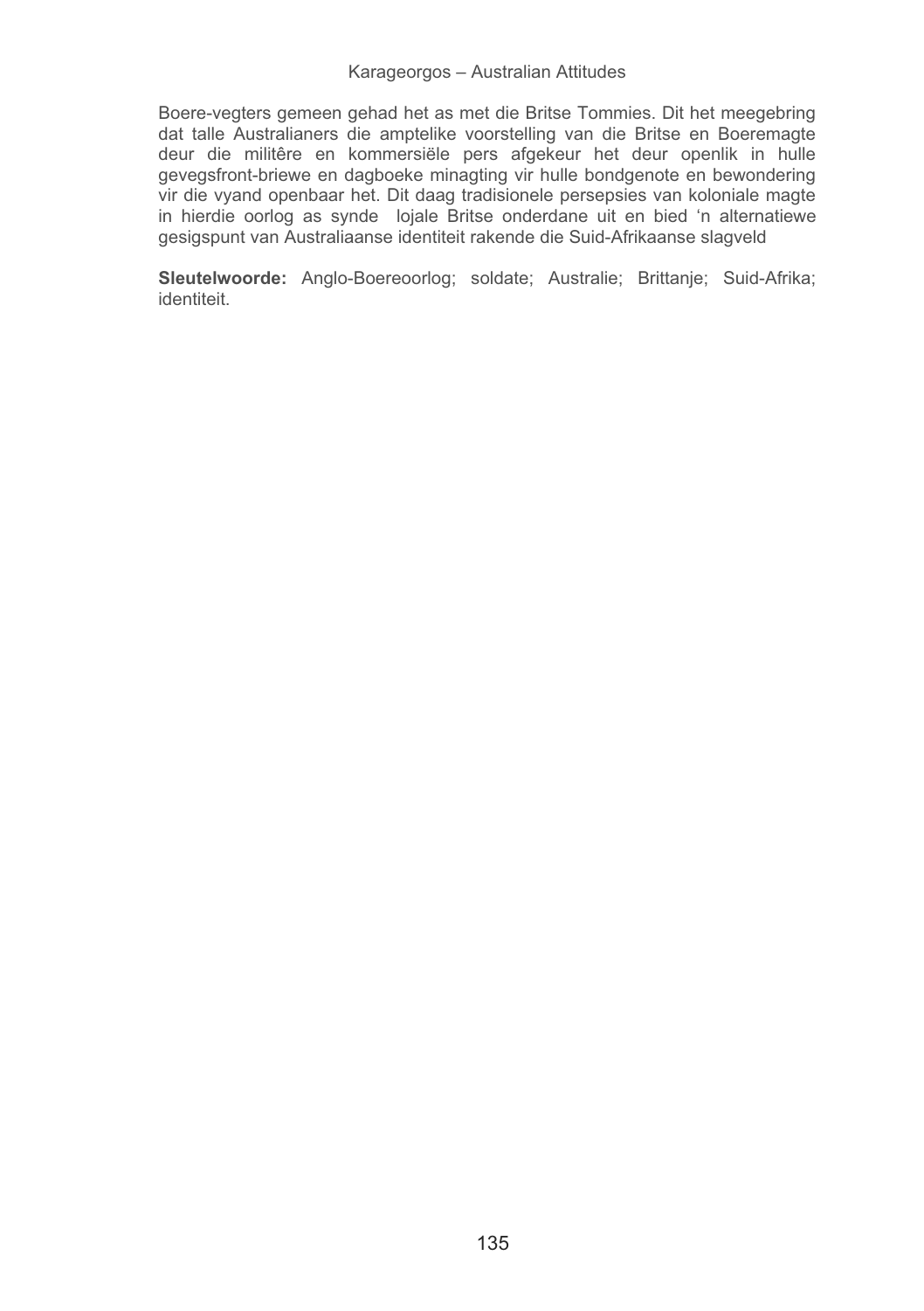Boere-vegters gemeen gehad het as met die Britse Tommies. Dit het meegebring dat talle Australianers die amptelike voorstelling van die Britse en Boeremagte deur die militêre en kommersiële pers afgekeur het deur openlik in hulle gevegsfront-briewe en dagboeke minagting vir hulle bondgenote en bewondering vir die vyand openbaar het. Dit daag tradisionele persepsies van koloniale magte in hierdie oorlog as synde  lojale Britse onderdane uit en bied 'n alternatiewe gesigspunt van Australiaanse identiteit rakende die Suid-Afrikaanse slagveld

**Sleutelwoorde:** Anglo-Boereoorlog; soldate; Australie; Brittanje; Suid-Afrika; identiteit.